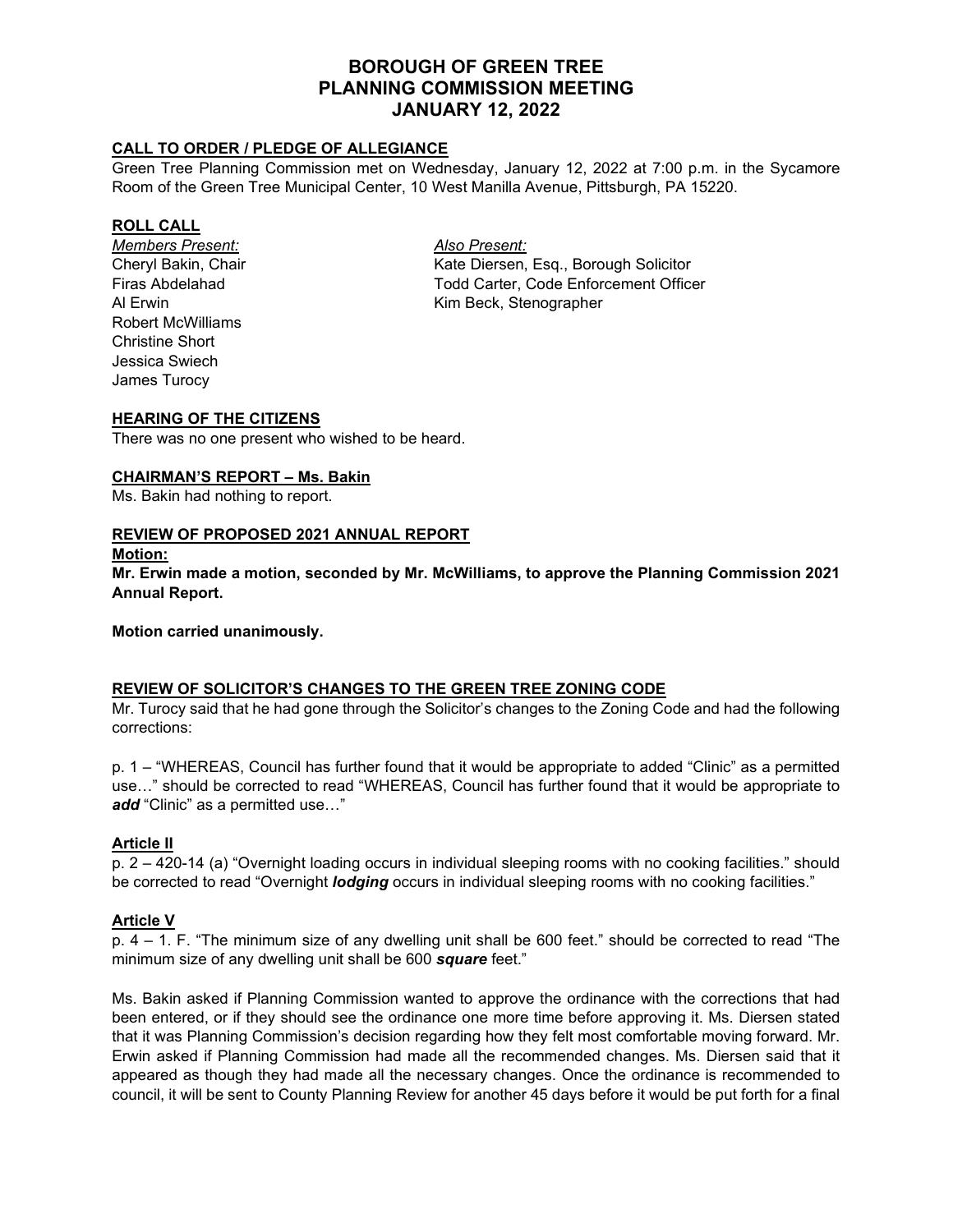# BOROUGH OF GREEN TREE
# PLANNING COMMISSION MEETING
# JANUARY 12, 2022

## CALL TO ORDER / PLEDGE OF ALLEGIANCE

Green Tree Planning Commission met on Wednesday, January 12, 2022 at 7:00 p.m. in the Sycamore Room of the Green Tree Municipal Center, 10 West Manilla Avenue, Pittsburgh, PA 15220.

## ROLL CALL

*Members Present:*
Cheryl Bakin, Chair
Firas Abdelahad
Al Erwin
Robert McWilliams
Christine Short
Jessica Swiech
James Turocy

*Also Present:*
Kate Diersen, Esq., Borough Solicitor
Todd Carter, Code Enforcement Officer
Kim Beck, Stenographer

## HEARING OF THE CITIZENS

There was no one present who wished to be heard.

## CHAIRMAN'S REPORT – Ms. Bakin

Ms. Bakin had nothing to report.

## REVIEW OF PROPOSED 2021 ANNUAL REPORT

**Motion:**

**Mr. Erwin made a motion, seconded by Mr. McWilliams, to approve the Planning Commission 2021 Annual Report.**

**Motion carried unanimously.**

## REVIEW OF SOLICITOR'S CHANGES TO THE GREEN TREE ZONING CODE

Mr. Turocy said that he had gone through the Solicitor's changes to the Zoning Code and had the following corrections:

p. 1 – "WHEREAS, Council has further found that it would be appropriate to added "Clinic" as a permitted use…" should be corrected to read "WHEREAS, Council has further found that it would be appropriate to ***add*** "Clinic" as a permitted use…"

### Article II

p. 2 – 420-14 (a) "Overnight loading occurs in individual sleeping rooms with no cooking facilities." should be corrected to read "Overnight ***lodging*** occurs in individual sleeping rooms with no cooking facilities."

### Article V

p. 4 – 1. F. "The minimum size of any dwelling unit shall be 600 feet." should be corrected to read "The minimum size of any dwelling unit shall be 600 ***square*** feet."

Ms. Bakin asked if Planning Commission wanted to approve the ordinance with the corrections that had been entered, or if they should see the ordinance one more time before approving it. Ms. Diersen stated that it was Planning Commission's decision regarding how they felt most comfortable moving forward. Mr. Erwin asked if Planning Commission had made all the recommended changes. Ms. Diersen said that it appeared as though they had made all the necessary changes. Once the ordinance is recommended to council, it will be sent to County Planning Review for another 45 days before it would be put forth for a final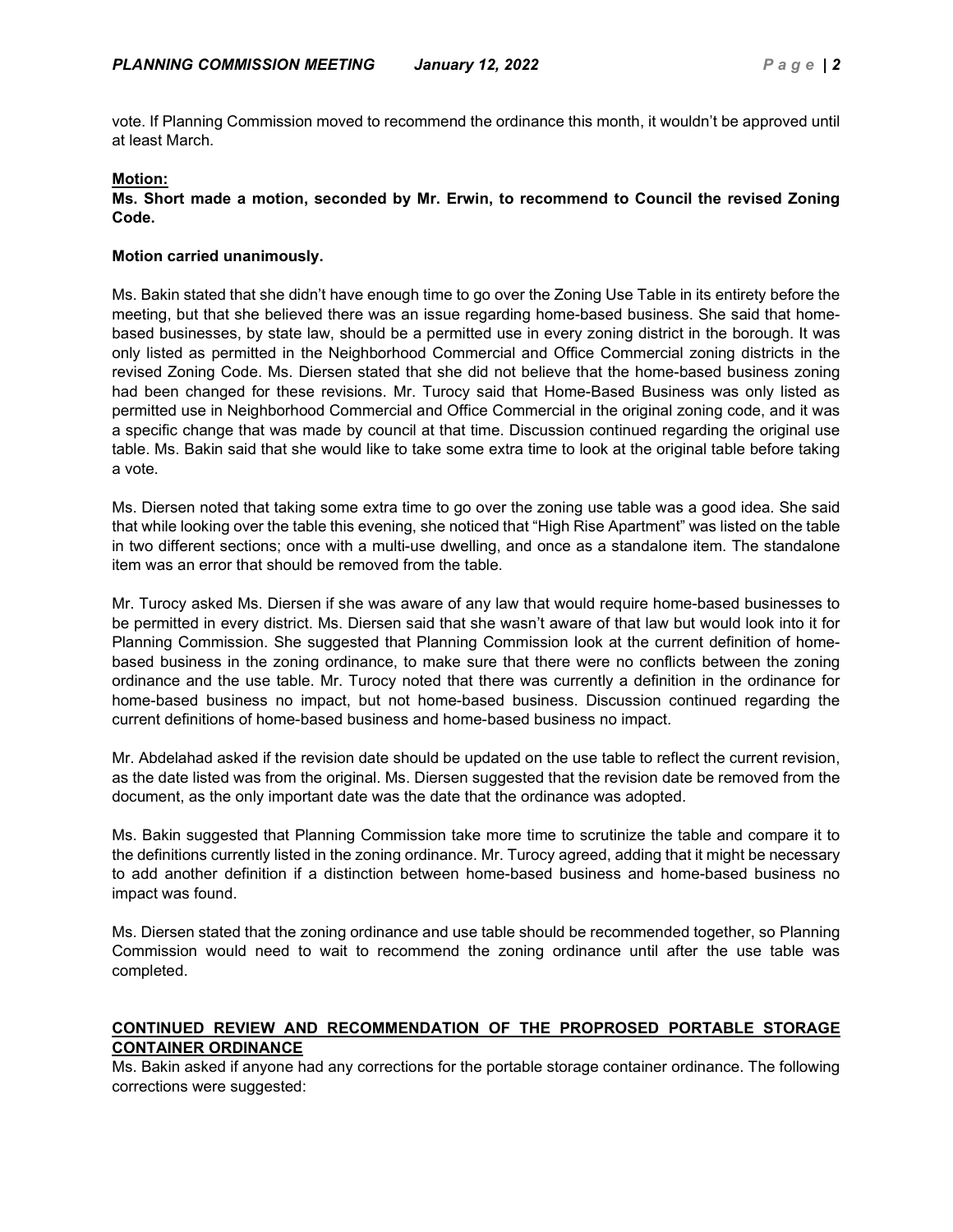vote. If Planning Commission moved to recommend the ordinance this month, it wouldn't be approved until at least March.

**Motion:**

**Ms. Short made a motion, seconded by Mr. Erwin, to recommend to Council the revised Zoning Code.**

**Motion carried unanimously.**

Ms. Bakin stated that she didn't have enough time to go over the Zoning Use Table in its entirety before the meeting, but that she believed there was an issue regarding home-based business. She said that home-based businesses, by state law, should be a permitted use in every zoning district in the borough. It was only listed as permitted in the Neighborhood Commercial and Office Commercial zoning districts in the revised Zoning Code. Ms. Diersen stated that she did not believe that the home-based business zoning had been changed for these revisions. Mr. Turocy said that Home-Based Business was only listed as permitted use in Neighborhood Commercial and Office Commercial in the original zoning code, and it was a specific change that was made by council at that time. Discussion continued regarding the original use table. Ms. Bakin said that she would like to take some extra time to look at the original table before taking a vote.

Ms. Diersen noted that taking some extra time to go over the zoning use table was a good idea. She said that while looking over the table this evening, she noticed that "High Rise Apartment" was listed on the table in two different sections; once with a multi-use dwelling, and once as a standalone item. The standalone item was an error that should be removed from the table.

Mr. Turocy asked Ms. Diersen if she was aware of any law that would require home-based businesses to be permitted in every district. Ms. Diersen said that she wasn't aware of that law but would look into it for Planning Commission. She suggested that Planning Commission look at the current definition of home-based business in the zoning ordinance, to make sure that there were no conflicts between the zoning ordinance and the use table. Mr. Turocy noted that there was currently a definition in the ordinance for home-based business no impact, but not home-based business. Discussion continued regarding the current definitions of home-based business and home-based business no impact.

Mr. Abdelahad asked if the revision date should be updated on the use table to reflect the current revision, as the date listed was from the original. Ms. Diersen suggested that the revision date be removed from the document, as the only important date was the date that the ordinance was adopted.

Ms. Bakin suggested that Planning Commission take more time to scrutinize the table and compare it to the definitions currently listed in the zoning ordinance. Mr. Turocy agreed, adding that it might be necessary to add another definition if a distinction between home-based business and home-based business no impact was found.

Ms. Diersen stated that the zoning ordinance and use table should be recommended together, so Planning Commission would need to wait to recommend the zoning ordinance until after the use table was completed.

## CONTINUED REVIEW AND RECOMMENDATION OF THE PROPROSED PORTABLE STORAGE CONTAINER ORDINANCE

Ms. Bakin asked if anyone had any corrections for the portable storage container ordinance. The following corrections were suggested: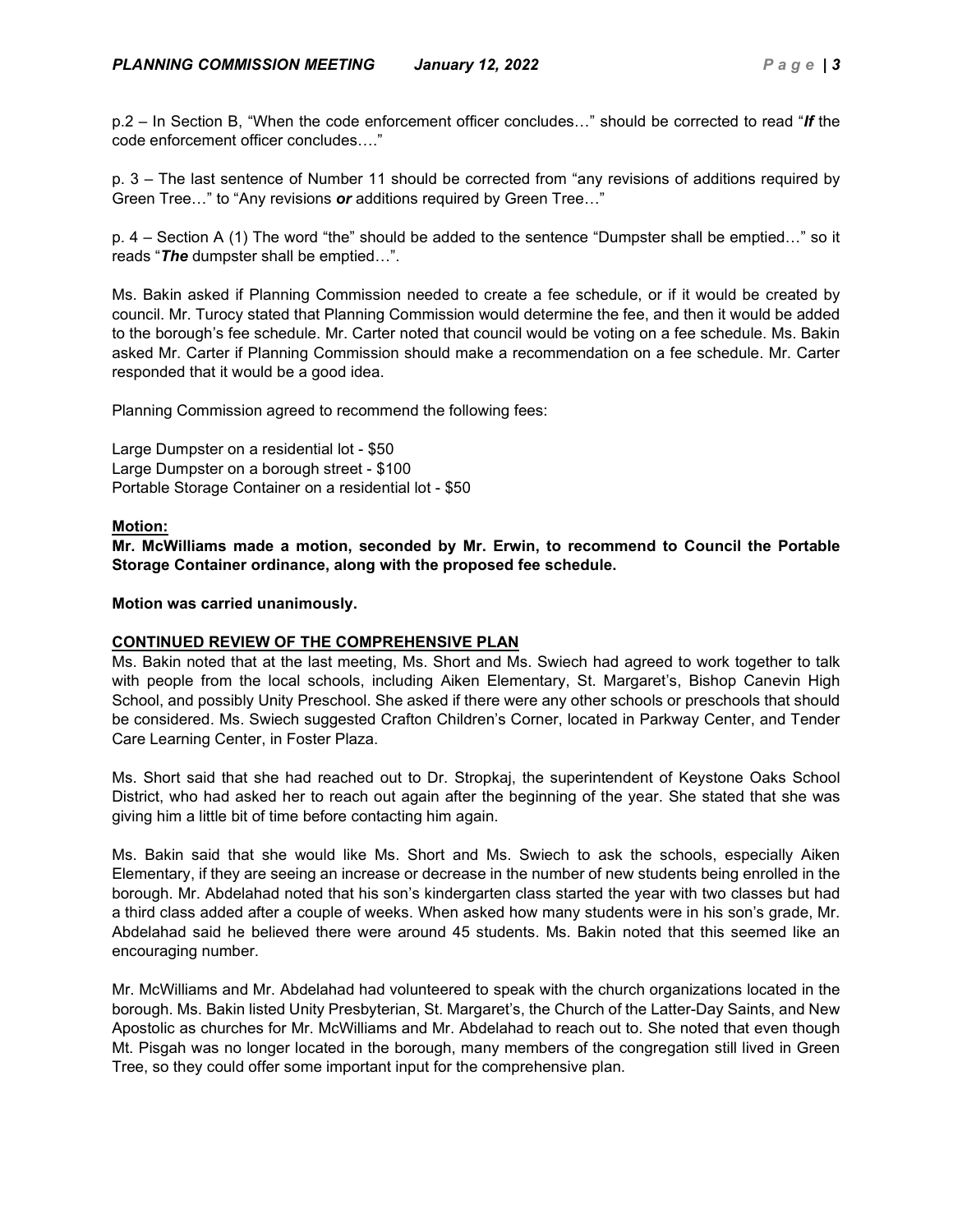p.2 – In Section B, "When the code enforcement officer concludes…" should be corrected to read "***If*** the code enforcement officer concludes…."

p. 3 – The last sentence of Number 11 should be corrected from "any revisions of additions required by Green Tree…" to "Any revisions ***or*** additions required by Green Tree…"

p. 4 – Section A (1) The word "the" should be added to the sentence "Dumpster shall be emptied…" so it reads "***The*** dumpster shall be emptied…".

Ms. Bakin asked if Planning Commission needed to create a fee schedule, or if it would be created by council. Mr. Turocy stated that Planning Commission would determine the fee, and then it would be added to the borough's fee schedule. Mr. Carter noted that council would be voting on a fee schedule. Ms. Bakin asked Mr. Carter if Planning Commission should make a recommendation on a fee schedule. Mr. Carter responded that it would be a good idea.

Planning Commission agreed to recommend the following fees:

Large Dumpster on a residential lot - $50
Large Dumpster on a borough street - $100
Portable Storage Container on a residential lot - $50

**Motion:**
**Mr. McWilliams made a motion, seconded by Mr. Erwin, to recommend to Council the Portable Storage Container ordinance, along with the proposed fee schedule.**

**Motion was carried unanimously.**

**CONTINUED REVIEW OF THE COMPREHENSIVE PLAN**

Ms. Bakin noted that at the last meeting, Ms. Short and Ms. Swiech had agreed to work together to talk with people from the local schools, including Aiken Elementary, St. Margaret's, Bishop Canevin High School, and possibly Unity Preschool. She asked if there were any other schools or preschools that should be considered. Ms. Swiech suggested Crafton Children's Corner, located in Parkway Center, and Tender Care Learning Center, in Foster Plaza.

Ms. Short said that she had reached out to Dr. Stropkaj, the superintendent of Keystone Oaks School District, who had asked her to reach out again after the beginning of the year. She stated that she was giving him a little bit of time before contacting him again.

Ms. Bakin said that she would like Ms. Short and Ms. Swiech to ask the schools, especially Aiken Elementary, if they are seeing an increase or decrease in the number of new students being enrolled in the borough. Mr. Abdelahad noted that his son's kindergarten class started the year with two classes but had a third class added after a couple of weeks. When asked how many students were in his son's grade, Mr. Abdelahad said he believed there were around 45 students. Ms. Bakin noted that this seemed like an encouraging number.

Mr. McWilliams and Mr. Abdelahad had volunteered to speak with the church organizations located in the borough. Ms. Bakin listed Unity Presbyterian, St. Margaret's, the Church of the Latter-Day Saints, and New Apostolic as churches for Mr. McWilliams and Mr. Abdelahad to reach out to. She noted that even though Mt. Pisgah was no longer located in the borough, many members of the congregation still lived in Green Tree, so they could offer some important input for the comprehensive plan.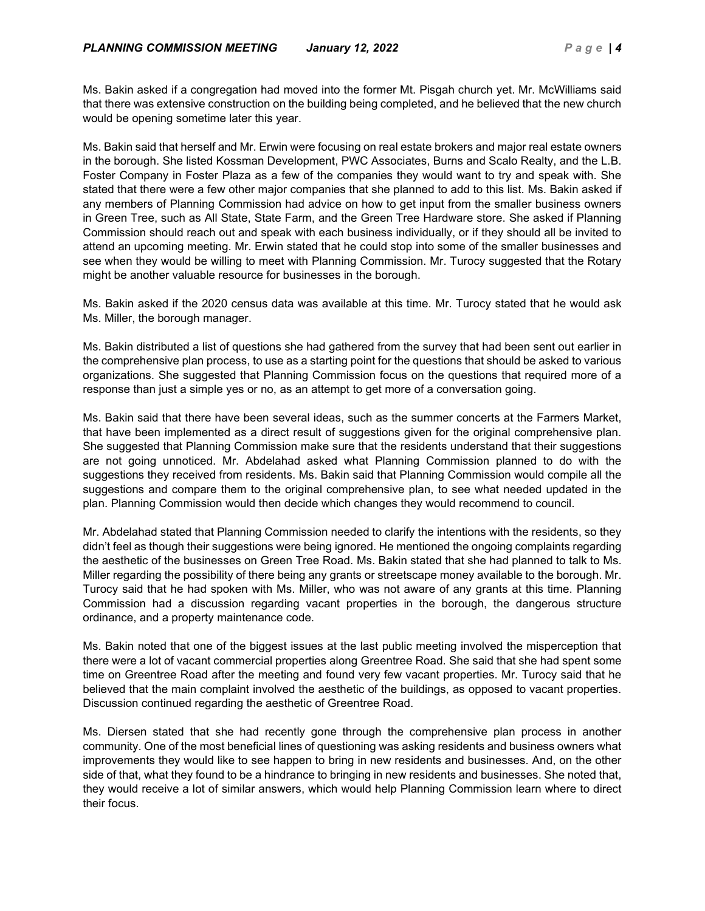Ms. Bakin asked if a congregation had moved into the former Mt. Pisgah church yet. Mr. McWilliams said that there was extensive construction on the building being completed, and he believed that the new church would be opening sometime later this year.

Ms. Bakin said that herself and Mr. Erwin were focusing on real estate brokers and major real estate owners in the borough. She listed Kossman Development, PWC Associates, Burns and Scalo Realty, and the L.B. Foster Company in Foster Plaza as a few of the companies they would want to try and speak with. She stated that there were a few other major companies that she planned to add to this list. Ms. Bakin asked if any members of Planning Commission had advice on how to get input from the smaller business owners in Green Tree, such as All State, State Farm, and the Green Tree Hardware store. She asked if Planning Commission should reach out and speak with each business individually, or if they should all be invited to attend an upcoming meeting. Mr. Erwin stated that he could stop into some of the smaller businesses and see when they would be willing to meet with Planning Commission. Mr. Turocy suggested that the Rotary might be another valuable resource for businesses in the borough.

Ms. Bakin asked if the 2020 census data was available at this time. Mr. Turocy stated that he would ask Ms. Miller, the borough manager.

Ms. Bakin distributed a list of questions she had gathered from the survey that had been sent out earlier in the comprehensive plan process, to use as a starting point for the questions that should be asked to various organizations. She suggested that Planning Commission focus on the questions that required more of a response than just a simple yes or no, as an attempt to get more of a conversation going.

Ms. Bakin said that there have been several ideas, such as the summer concerts at the Farmers Market, that have been implemented as a direct result of suggestions given for the original comprehensive plan. She suggested that Planning Commission make sure that the residents understand that their suggestions are not going unnoticed. Mr. Abdelahad asked what Planning Commission planned to do with the suggestions they received from residents. Ms. Bakin said that Planning Commission would compile all the suggestions and compare them to the original comprehensive plan, to see what needed updated in the plan. Planning Commission would then decide which changes they would recommend to council.

Mr. Abdelahad stated that Planning Commission needed to clarify the intentions with the residents, so they didn't feel as though their suggestions were being ignored. He mentioned the ongoing complaints regarding the aesthetic of the businesses on Green Tree Road. Ms. Bakin stated that she had planned to talk to Ms. Miller regarding the possibility of there being any grants or streetscape money available to the borough. Mr. Turocy said that he had spoken with Ms. Miller, who was not aware of any grants at this time. Planning Commission had a discussion regarding vacant properties in the borough, the dangerous structure ordinance, and a property maintenance code.

Ms. Bakin noted that one of the biggest issues at the last public meeting involved the misperception that there were a lot of vacant commercial properties along Greentree Road. She said that she had spent some time on Greentree Road after the meeting and found very few vacant properties. Mr. Turocy said that he believed that the main complaint involved the aesthetic of the buildings, as opposed to vacant properties. Discussion continued regarding the aesthetic of Greentree Road.

Ms. Diersen stated that she had recently gone through the comprehensive plan process in another community. One of the most beneficial lines of questioning was asking residents and business owners what improvements they would like to see happen to bring in new residents and businesses. And, on the other side of that, what they found to be a hindrance to bringing in new residents and businesses. She noted that, they would receive a lot of similar answers, which would help Planning Commission learn where to direct their focus.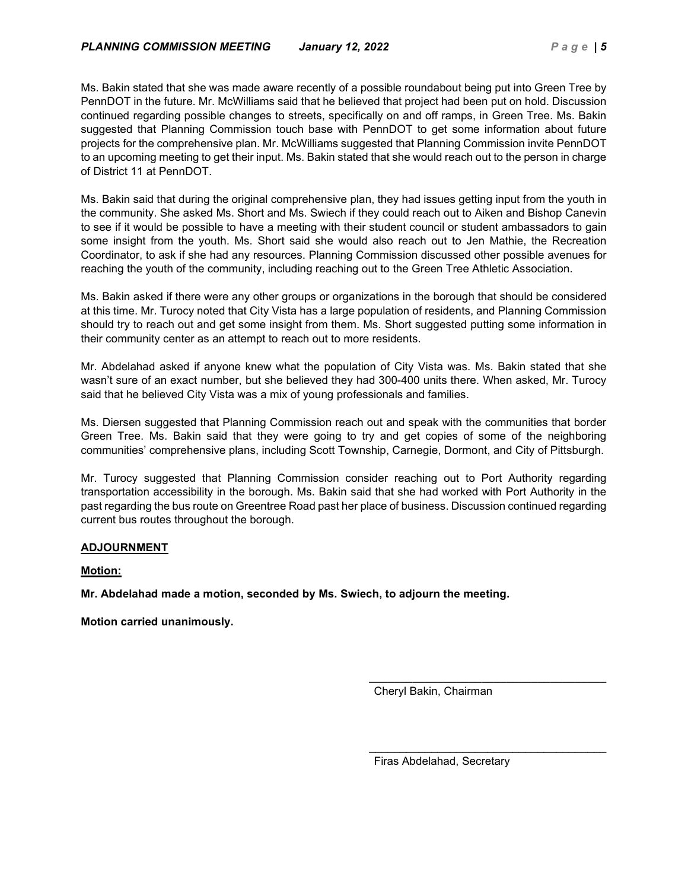Ms. Bakin stated that she was made aware recently of a possible roundabout being put into Green Tree by PennDOT in the future. Mr. McWilliams said that he believed that project had been put on hold. Discussion continued regarding possible changes to streets, specifically on and off ramps, in Green Tree. Ms. Bakin suggested that Planning Commission touch base with PennDOT to get some information about future projects for the comprehensive plan. Mr. McWilliams suggested that Planning Commission invite PennDOT to an upcoming meeting to get their input. Ms. Bakin stated that she would reach out to the person in charge of District 11 at PennDOT.

Ms. Bakin said that during the original comprehensive plan, they had issues getting input from the youth in the community. She asked Ms. Short and Ms. Swiech if they could reach out to Aiken and Bishop Canevin to see if it would be possible to have a meeting with their student council or student ambassadors to gain some insight from the youth. Ms. Short said she would also reach out to Jen Mathie, the Recreation Coordinator, to ask if she had any resources. Planning Commission discussed other possible avenues for reaching the youth of the community, including reaching out to the Green Tree Athletic Association.

Ms. Bakin asked if there were any other groups or organizations in the borough that should be considered at this time. Mr. Turocy noted that City Vista has a large population of residents, and Planning Commission should try to reach out and get some insight from them. Ms. Short suggested putting some information in their community center as an attempt to reach out to more residents.

Mr. Abdelahad asked if anyone knew what the population of City Vista was. Ms. Bakin stated that she wasn't sure of an exact number, but she believed they had 300-400 units there. When asked, Mr. Turocy said that he believed City Vista was a mix of young professionals and families.

Ms. Diersen suggested that Planning Commission reach out and speak with the communities that border Green Tree. Ms. Bakin said that they were going to try and get copies of some of the neighboring communities' comprehensive plans, including Scott Township, Carnegie, Dormont, and City of Pittsburgh.

Mr. Turocy suggested that Planning Commission consider reaching out to Port Authority regarding transportation accessibility in the borough. Ms. Bakin said that she had worked with Port Authority in the past regarding the bus route on Greentree Road past her place of business. Discussion continued regarding current bus routes throughout the borough.

**ADJOURNMENT**

**Motion:**

**Mr. Abdelahad made a motion, seconded by Ms. Swiech, to adjourn the meeting.**

**Motion carried unanimously.**

\_\_\_\_\_\_\_\_\_\_\_\_\_\_\_\_\_\_\_\_\_\_\_\_\_\_\_\_\_\_\_\_\_\_\_\_\_\_

Cheryl Bakin, Chairman

\_\_\_\_\_\_\_\_\_\_\_\_\_\_\_\_\_\_\_\_\_\_\_\_\_\_\_\_\_\_\_\_\_\_\_\_\_\_

Firas Abdelahad, Secretary